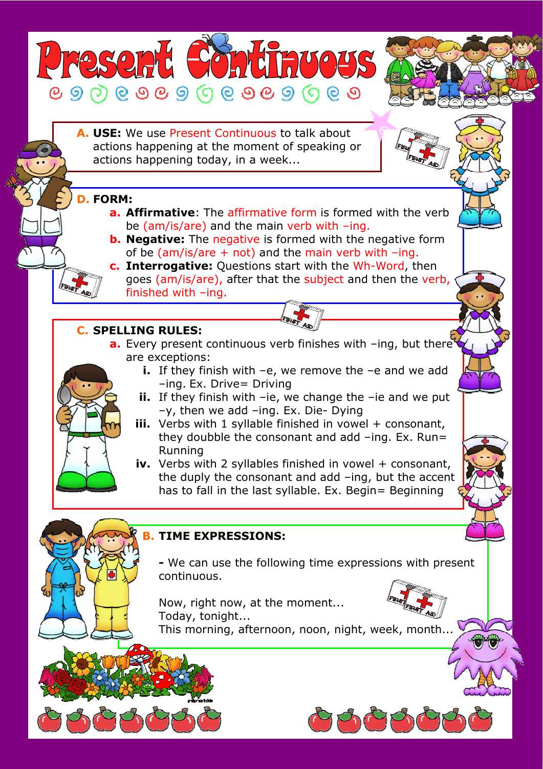# Present Continuous

**A. USE:** We use Present Continuous to talk about actions happening at the moment of speaking or actions happening today, in a week...

**D. FORM:**

- **a. Affirmative**: The affirmative form is formed with the verb be (am/is/are) and the main verb with –ing.
- **b. Negative:** The negative is formed with the negative form of be (am/is/are + not) and the main verb with –ing.
- **c. Interrogative:** Questions start with the Wh-Word, then goes (am/is/are), after that the subject and then the verb, finished with –ing.

**C. SPELLING RULES:**

- **a.** Every present continuous verb finishes with –ing, but there are exceptions:
  - **i.** If they finish with –e, we remove the –e and we add –ing. Ex. Drive= Driving
  - **ii.** If they finish with –ie, we change the –ie and we put –y, then we add –ing. Ex. Die- Dying
  - **iii.** Verbs with 1 syllable finished in vowel + consonant, they doubble the consonant and add –ing. Ex. Run= Running
  - **iv.** Verbs with 2 syllables finished in vowel + consonant, the duply the consonant and add –ing, but the accent has to fall in the last syllable. Ex. Begin= Beginning

**B. TIME EXPRESSIONS:**

**-** We can use the following time expressions with present continuous.

Now, right now, at the moment...
Today, tonight...
This morning, afternoon, noon, night, week, month...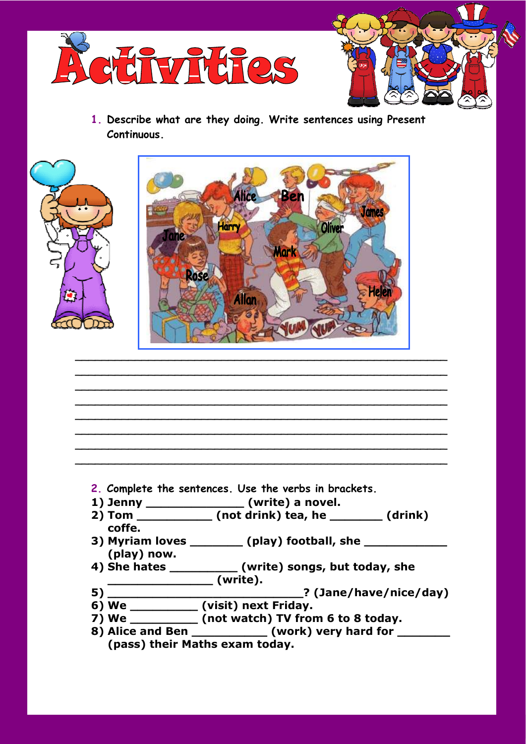# Activities

1. Describe what are they doing. Write sentences using Present Continuous.

______________________________________________________________

______________________________________________________________

______________________________________________________________

______________________________________________________________

______________________________________________________________

______________________________________________________________

______________________________________________________________

______________________________________________________________

2. Complete the sentences. Use the verbs in brackets.

**1) Jenny _____________ (write) a novel.**

**2) Tom __________ (not drink) tea, he _______ (drink) coffe.**

**3) Myriam loves _______ (play) football, she ___________ (play) now.**

**4) She hates _________ (write) songs, but today, she ______________ (write).**

**5) __________________________? (Jane/have/nice/day)**

**6) We _________ (visit) next Friday.**

**7) We _________ (not watch) TV from 6 to 8 today.**

**8) Alice and Ben __________ (work) very hard for _______ (pass) their Maths exam today.**